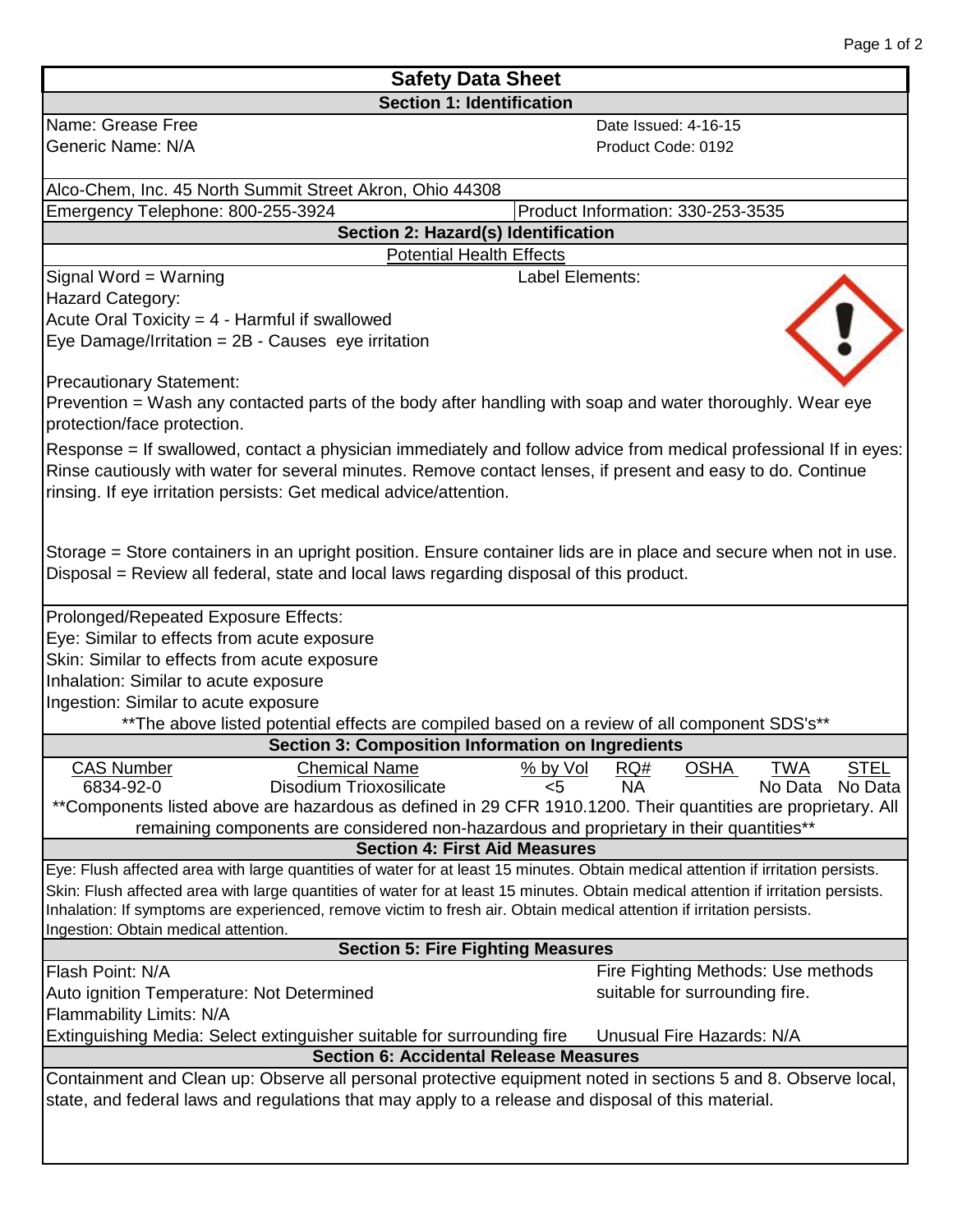# Safety Data Sheet

## Section 1: Identification

Name: Grease Free

Generic Name: N/A

Date Issued: 4-16-15

Product Code: 0192

Alco-Chem, Inc. 45 North Summit Street Akron, Ohio 44308

Emergency Telephone: 800-255-3924

Product Information: 330-253-3535

## Section 2: Hazard(s) Identification

### Potential Health Effects

Signal Word = Warning

Label Elements:

Hazard Category:

Acute Oral Toxicity = 4 - Harmful if swallowed

Eye Damage/Irritation = 2B - Causes eye irritation

Precautionary Statement:

Prevention = Wash any contacted parts of the body after handling with soap and water thoroughly. Wear eye protection/face protection.

Response = If swallowed, contact a physician immediately and follow advice from medical professional If in eyes: Rinse cautiously with water for several minutes. Remove contact lenses, if present and easy to do. Continue rinsing. If eye irritation persists: Get medical advice/attention.

Storage = Store containers in an upright position. Ensure container lids are in place and secure when not in use.

Disposal = Review all federal, state and local laws regarding disposal of this product.

Prolonged/Repeated Exposure Effects:

Eye: Similar to effects from acute exposure

Skin: Similar to effects from acute exposure

Inhalation: Similar to acute exposure

Ingestion: Similar to acute exposure

**The above listed potential effects are compiled based on a review of all component SDS's**

## Section 3: Composition Information on Ingredients

| CAS Number | Chemical Name | % by Vol | RQ# | OSHA | TWA | STEL |
|---|---|---|---|---|---|---|
| 6834-92-0 | Disodium Trioxosilicate | <5 | NA | | No Data | No Data |

**Components listed above are hazardous as defined in 29 CFR 1910.1200. Their quantities are proprietary. All remaining components are considered non-hazardous and proprietary in their quantities**

## Section 4: First Aid Measures

Eye: Flush affected area with large quantities of water for at least 15 minutes. Obtain medical attention if irritation persists.

Skin: Flush affected area with large quantities of water for at least 15 minutes. Obtain medical attention if irritation persists.

Inhalation: If symptoms are experienced, remove victim to fresh air. Obtain medical attention if irritation persists.

Ingestion: Obtain medical attention.

## Section 5: Fire Fighting Measures

Flash Point: N/A

Auto ignition Temperature: Not Determined

Flammability Limits: N/A

Extinguishing Media: Select extinguisher suitable for surrounding fire

Fire Fighting Methods: Use methods suitable for surrounding fire.

Unusual Fire Hazards: N/A

## Section 6: Accidental Release Measures

Containment and Clean up: Observe all personal protective equipment noted in sections 5 and 8. Observe local, state, and federal laws and regulations that may apply to a release and disposal of this material.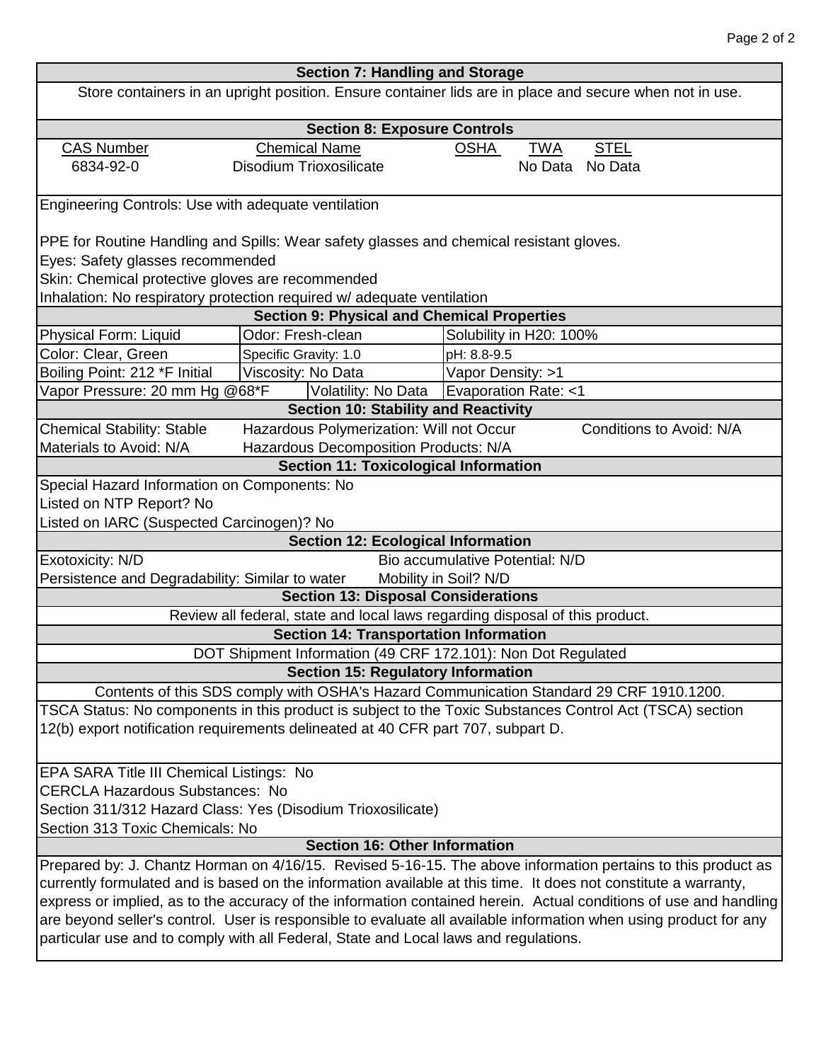## Section 7: Handling and Storage

Store containers in an upright position. Ensure container lids are in place and secure when not in use.

## Section 8: Exposure Controls

| CAS Number | Chemical Name | OSHA | TWA | STEL |
|---|---|---|---|---|
| 6834-92-0 | Disodium Trioxosilicate | | No Data | No Data |

Engineering Controls: Use with adequate ventilation

PPE for Routine Handling and Spills: Wear safety glasses and chemical resistant gloves.
Eyes: Safety glasses recommended
Skin: Chemical protective gloves are recommended
Inhalation: No respiratory protection required w/ adequate ventilation

## Section 9: Physical and Chemical Properties

| | | |
|---|---|---|
| Physical Form: Liquid | Odor: Fresh-clean | Solubility in H20: 100% |
| Color: Clear, Green | Specific Gravity: 1.0 | pH: 8.8-9.5 |
| Boiling Point: 212 *F Initial | Viscosity: No Data | Vapor Density: >1 |
| Vapor Pressure: 20 mm Hg @68*F | Volatility: No Data | Evaporation Rate: <1 |

## Section 10: Stability and Reactivity

Chemical Stability: Stable
Hazardous Polymerization: Will not Occur
Conditions to Avoid: N/A
Materials to Avoid: N/A
Hazardous Decomposition Products: N/A

## Section 11: Toxicological Information

Special Hazard Information on Components: No
Listed on NTP Report? No
Listed on IARC (Suspected Carcinogen)? No

## Section 12: Ecological Information

Exotoxicity: N/D
Bio accumulative Potential: N/D
Persistence and Degradability: Similar to water
Mobility in Soil? N/D

## Section 13: Disposal Considerations

Review all federal, state and local laws regarding disposal of this product.

## Section 14: Transportation Information

DOT Shipment Information (49 CRF 172.101): Non Dot Regulated

## Section 15: Regulatory Information

Contents of this SDS comply with OSHA's Hazard Communication Standard 29 CRF 1910.1200.

TSCA Status: No components in this product is subject to the Toxic Substances Control Act (TSCA) section 12(b) export notification requirements delineated at 40 CFR part 707, subpart D.

EPA SARA Title III Chemical Listings: No
CERCLA Hazardous Substances: No
Section 311/312 Hazard Class: Yes (Disodium Trioxosilicate)
Section 313 Toxic Chemicals: No

## Section 16: Other Information

Prepared by: J. Chantz Horman on 4/16/15. Revised 5-16-15. The above information pertains to this product as currently formulated and is based on the information available at this time. It does not constitute a warranty, express or implied, as to the accuracy of the information contained herein. Actual conditions of use and handling are beyond seller's control. User is responsible to evaluate all available information when using product for any particular use and to comply with all Federal, State and Local laws and regulations.